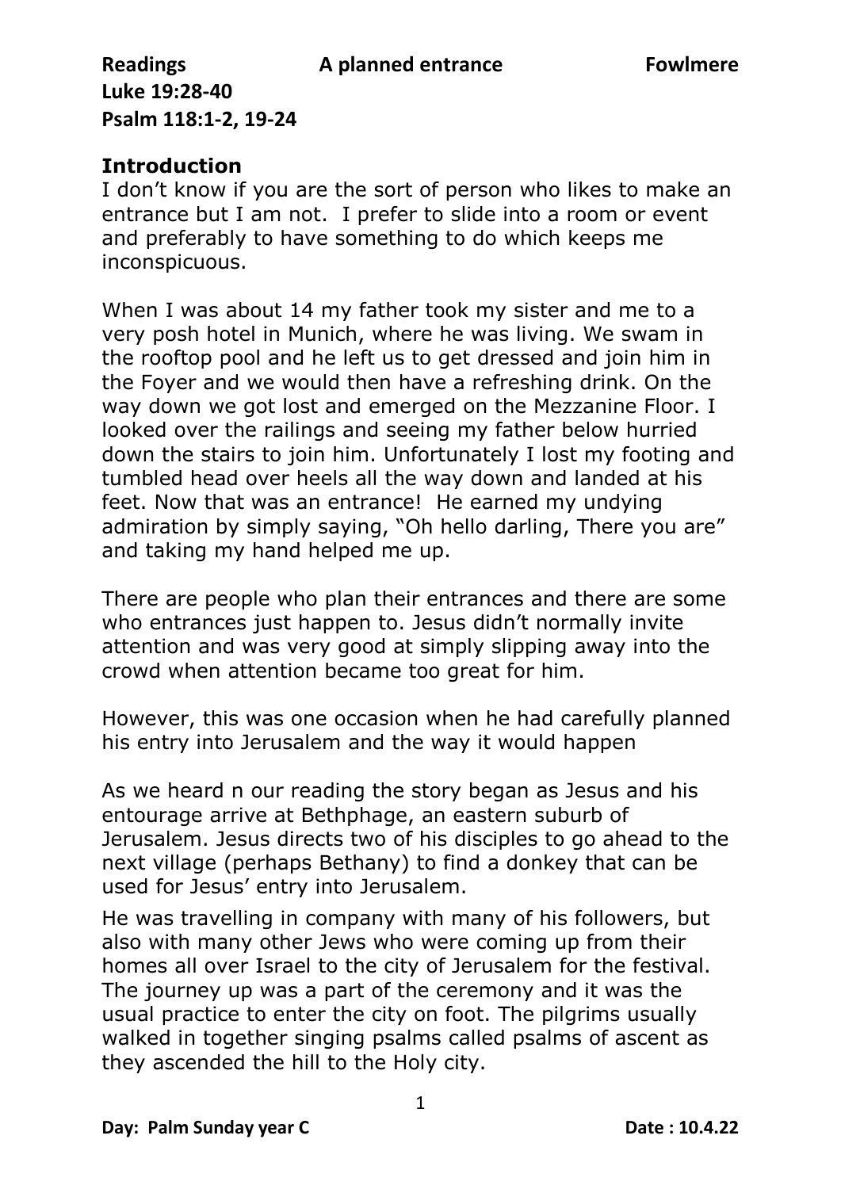**Readings** **A planned entrance** **Fowlmere**

**Luke 19:28-40**

**Psalm 118:1-2, 19-24**

## Introduction

I don't know if you are the sort of person who likes to make an entrance but I am not. I prefer to slide into a room or event and preferably to have something to do which keeps me inconspicuous.

When I was about 14 my father took my sister and me to a very posh hotel in Munich, where he was living. We swam in the rooftop pool and he left us to get dressed and join him in the Foyer and we would then have a refreshing drink. On the way down we got lost and emerged on the Mezzanine Floor. I looked over the railings and seeing my father below hurried down the stairs to join him. Unfortunately I lost my footing and tumbled head over heels all the way down and landed at his feet. Now that was an entrance! He earned my undying admiration by simply saying, "Oh hello darling, There you are" and taking my hand helped me up.

There are people who plan their entrances and there are some who entrances just happen to. Jesus didn't normally invite attention and was very good at simply slipping away into the crowd when attention became too great for him.

However, this was one occasion when he had carefully planned his entry into Jerusalem and the way it would happen

As we heard n our reading the story began as Jesus and his entourage arrive at Bethphage, an eastern suburb of Jerusalem. Jesus directs two of his disciples to go ahead to the next village (perhaps Bethany) to find a donkey that can be used for Jesus' entry into Jerusalem.

He was travelling in company with many of his followers, but also with many other Jews who were coming up from their homes all over Israel to the city of Jerusalem for the festival. The journey up was a part of the ceremony and it was the usual practice to enter the city on foot. The pilgrims usually walked in together singing psalms called psalms of ascent as they ascended the hill to the Holy city.

**Day: Palm Sunday year C** **Date : 10.4.22**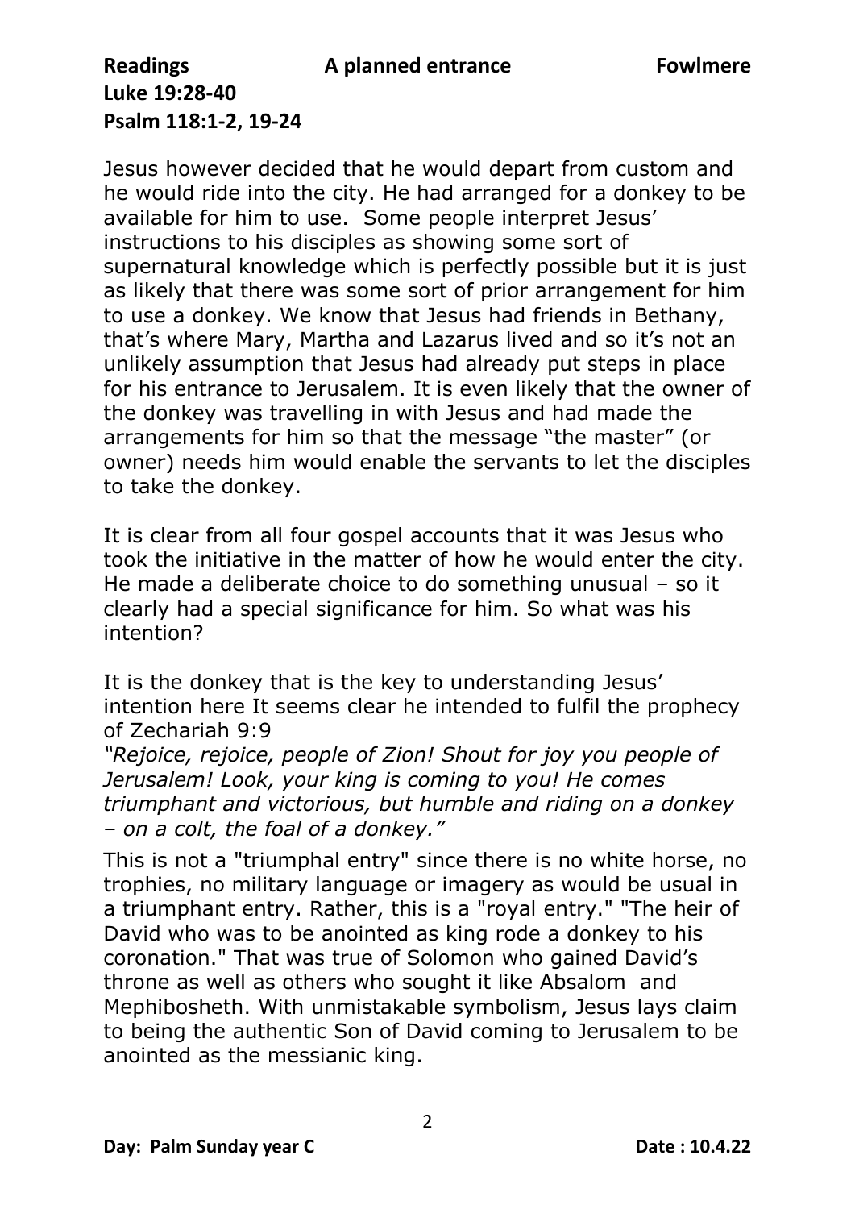**Readings** **A planned entrance** **Fowlmere**
**Luke 19:28-40**
**Psalm 118:1-2, 19-24**

Jesus however decided that he would depart from custom and he would ride into the city. He had arranged for a donkey to be available for him to use. Some people interpret Jesus' instructions to his disciples as showing some sort of supernatural knowledge which is perfectly possible but it is just as likely that there was some sort of prior arrangement for him to use a donkey. We know that Jesus had friends in Bethany, that's where Mary, Martha and Lazarus lived and so it's not an unlikely assumption that Jesus had already put steps in place for his entrance to Jerusalem. It is even likely that the owner of the donkey was travelling in with Jesus and had made the arrangements for him so that the message "the master" (or owner) needs him would enable the servants to let the disciples to take the donkey.

It is clear from all four gospel accounts that it was Jesus who took the initiative in the matter of how he would enter the city. He made a deliberate choice to do something unusual – so it clearly had a special significance for him. So what was his intention?

It is the donkey that is the key to understanding Jesus' intention here It seems clear he intended to fulfil the prophecy of Zechariah 9:9
*"Rejoice, rejoice, people of Zion! Shout for joy you people of Jerusalem! Look, your king is coming to you! He comes triumphant and victorious, but humble and riding on a donkey – on a colt, the foal of a donkey."*

This is not a "triumphal entry" since there is no white horse, no trophies, no military language or imagery as would be usual in a triumphant entry. Rather, this is a "royal entry." "The heir of David who was to be anointed as king rode a donkey to his coronation." That was true of Solomon who gained David's throne as well as others who sought it like Absalom and Mephibosheth. With unmistakable symbolism, Jesus lays claim to being the authentic Son of David coming to Jerusalem to be anointed as the messianic king.

**Day: Palm Sunday year C** **Date : 10.4.22**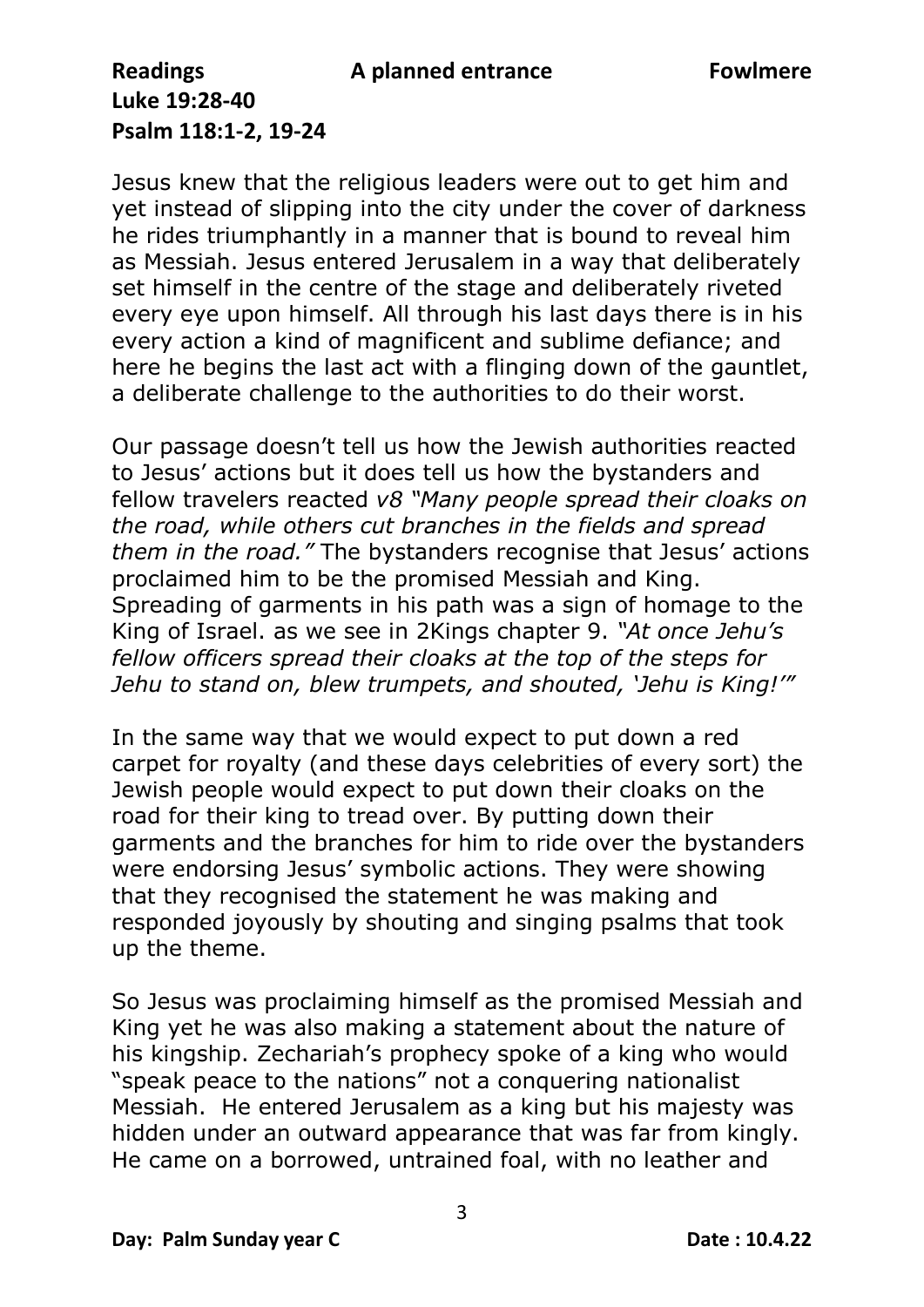**Readings** **A planned entrance** **Fowlmere**
**Luke 19:28-40**
**Psalm 118:1-2, 19-24**

Jesus knew that the religious leaders were out to get him and yet instead of slipping into the city under the cover of darkness he rides triumphantly in a manner that is bound to reveal him as Messiah. Jesus entered Jerusalem in a way that deliberately set himself in the centre of the stage and deliberately riveted every eye upon himself. All through his last days there is in his every action a kind of magnificent and sublime defiance; and here he begins the last act with a flinging down of the gauntlet, a deliberate challenge to the authorities to do their worst.

Our passage doesn't tell us how the Jewish authorities reacted to Jesus' actions but it does tell us how the bystanders and fellow travelers reacted *v8 "Many people spread their cloaks on the road, while others cut branches in the fields and spread them in the road."* The bystanders recognise that Jesus' actions proclaimed him to be the promised Messiah and King. Spreading of garments in his path was a sign of homage to the King of Israel. as we see in 2Kings chapter 9. *"At once Jehu's fellow officers spread their cloaks at the top of the steps for Jehu to stand on, blew trumpets, and shouted, 'Jehu is King!'"*

In the same way that we would expect to put down a red carpet for royalty (and these days celebrities of every sort) the Jewish people would expect to put down their cloaks on the road for their king to tread over. By putting down their garments and the branches for him to ride over the bystanders were endorsing Jesus' symbolic actions. They were showing that they recognised the statement he was making and responded joyously by shouting and singing psalms that took up the theme.

So Jesus was proclaiming himself as the promised Messiah and King yet he was also making a statement about the nature of his kingship. Zechariah's prophecy spoke of a king who would "speak peace to the nations" not a conquering nationalist Messiah. He entered Jerusalem as a king but his majesty was hidden under an outward appearance that was far from kingly. He came on a borrowed, untrained foal, with no leather and

**Day: Palm Sunday year C** **Date : 10.4.22**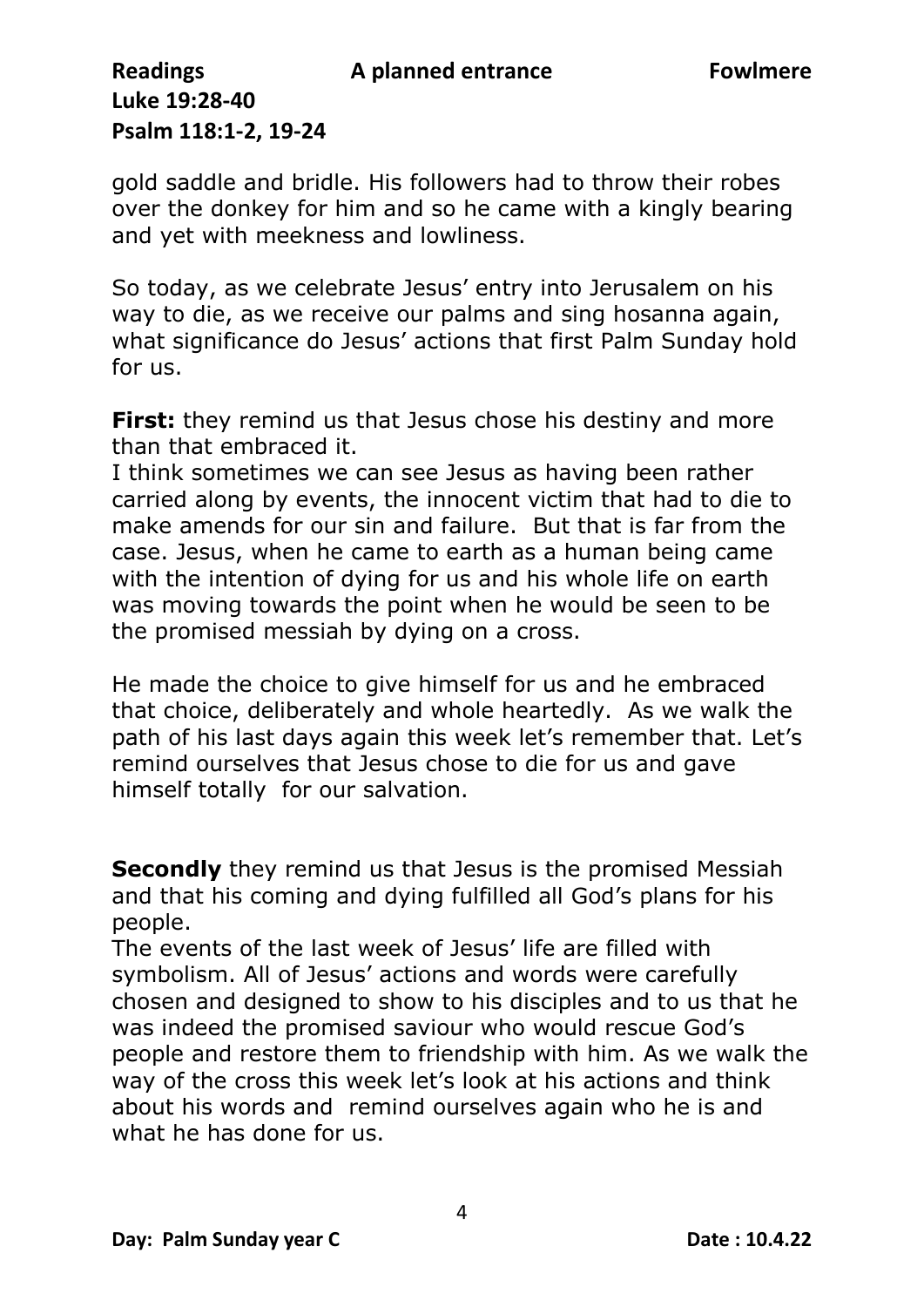gold saddle and bridle. His followers had to throw their robes over the donkey for him and so he came with a kingly bearing and yet with meekness and lowliness.

So today, as we celebrate Jesus' entry into Jerusalem on his way to die, as we receive our palms and sing hosanna again, what significance do Jesus' actions that first Palm Sunday hold for us.

**First:** they remind us that Jesus chose his destiny and more than that embraced it.
I think sometimes we can see Jesus as having been rather carried along by events, the innocent victim that had to die to make amends for our sin and failure. But that is far from the case. Jesus, when he came to earth as a human being came with the intention of dying for us and his whole life on earth was moving towards the point when he would be seen to be the promised messiah by dying on a cross.

He made the choice to give himself for us and he embraced that choice, deliberately and whole heartedly. As we walk the path of his last days again this week let's remember that. Let's remind ourselves that Jesus chose to die for us and gave himself totally for our salvation.

**Secondly** they remind us that Jesus is the promised Messiah and that his coming and dying fulfilled all God's plans for his people.
The events of the last week of Jesus' life are filled with symbolism. All of Jesus' actions and words were carefully chosen and designed to show to his disciples and to us that he was indeed the promised saviour who would rescue God's people and restore them to friendship with him. As we walk the way of the cross this week let's look at his actions and think about his words and remind ourselves again who he is and what he has done for us.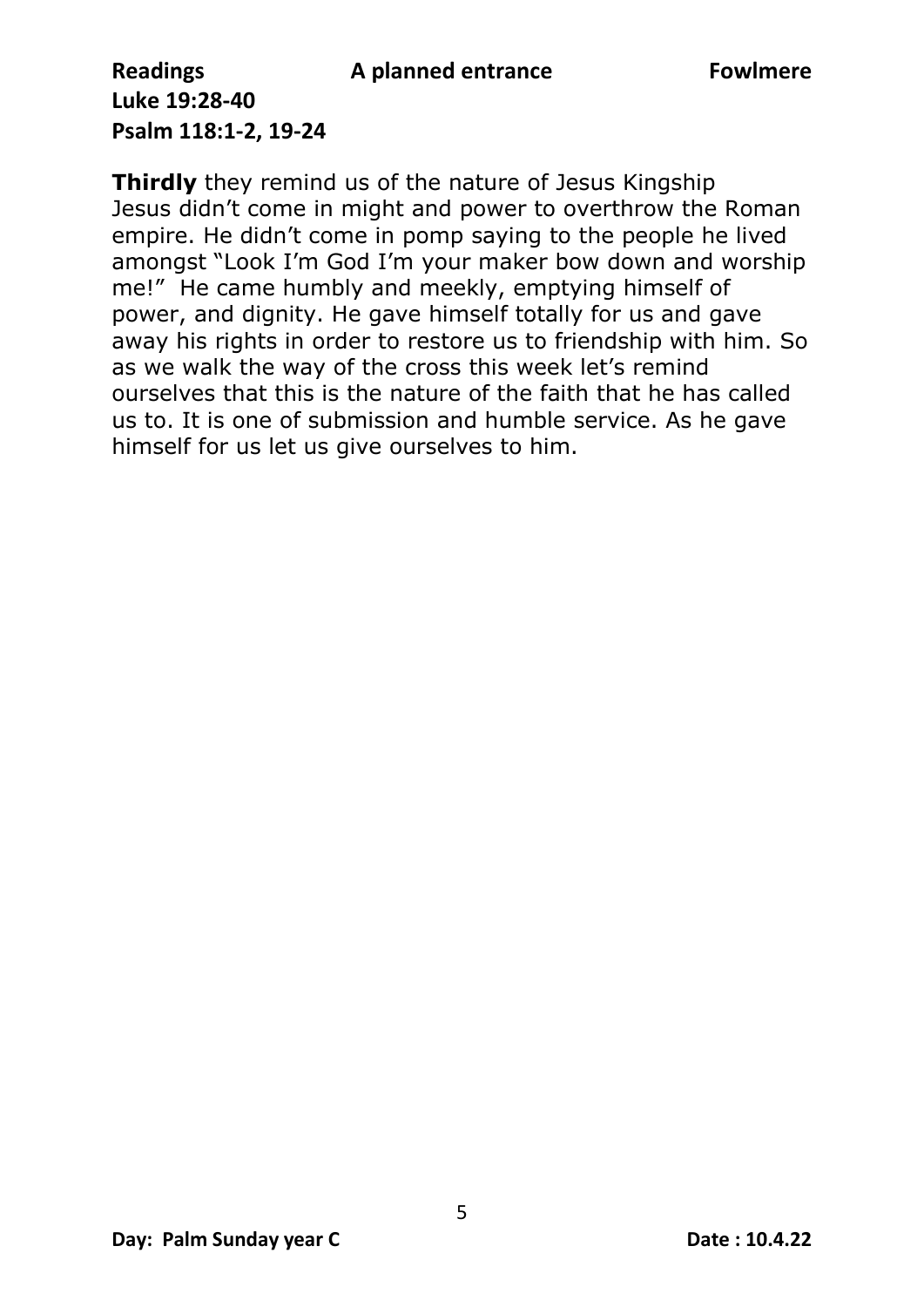**Thirdly** they remind us of the nature of Jesus Kingship Jesus didn't come in might and power to overthrow the Roman empire. He didn't come in pomp saying to the people he lived amongst "Look I'm God I'm your maker bow down and worship me!" He came humbly and meekly, emptying himself of power, and dignity. He gave himself totally for us and gave away his rights in order to restore us to friendship with him. So as we walk the way of the cross this week let's remind ourselves that this is the nature of the faith that he has called us to. It is one of submission and humble service. As he gave himself for us let us give ourselves to him.